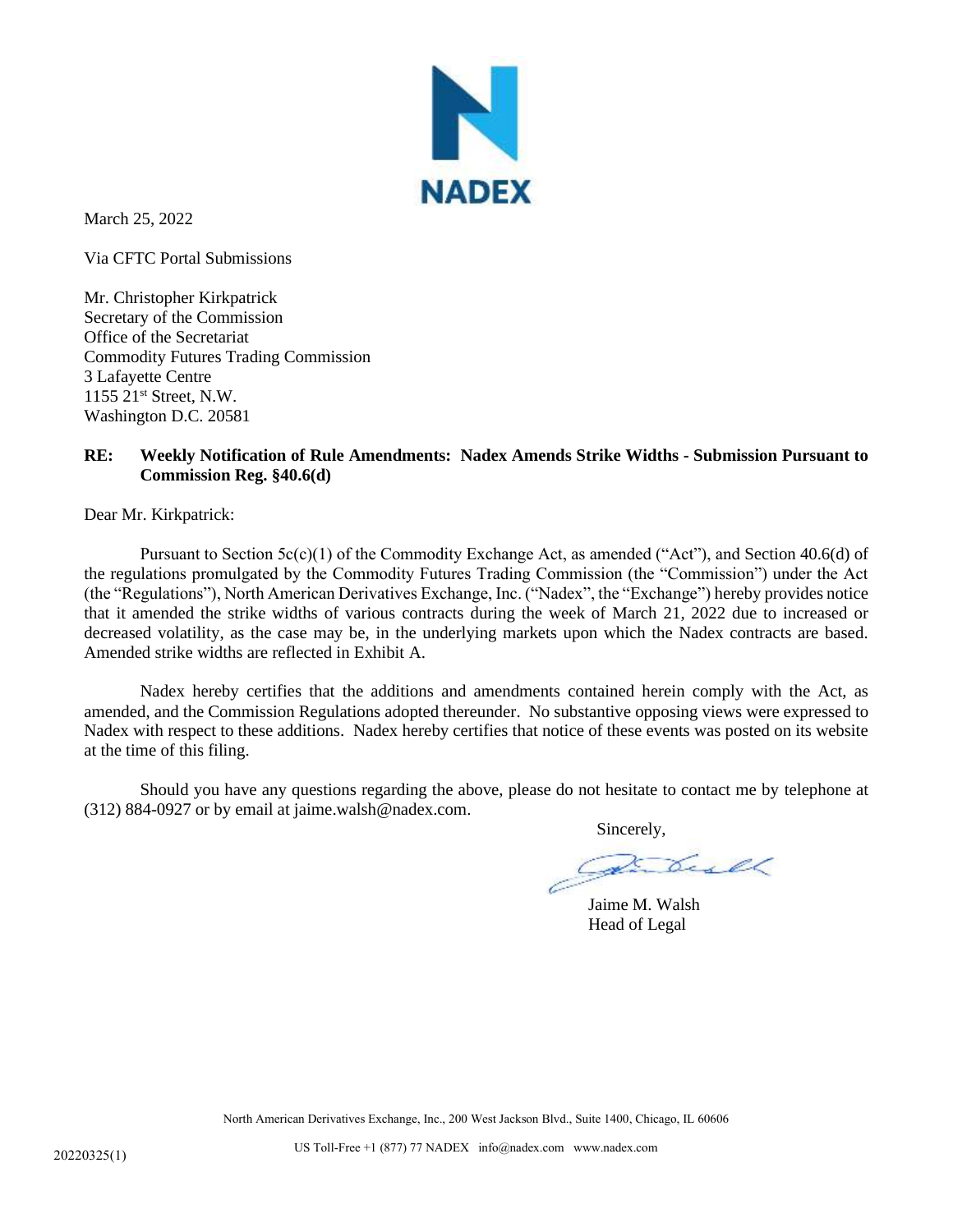NADEX

March 25, 2022

Via CFTC Portal Submissions

Mr. Christopher Kirkpatrick
Secretary of the Commission
Office of the Secretariat
Commodity Futures Trading Commission
3 Lafayette Centre
1155 21st Street, N.W.
Washington D.C. 20581

**RE: Weekly Notification of Rule Amendments: Nadex Amends Strike Widths - Submission Pursuant to Commission Reg. §40.6(d)**

Dear Mr. Kirkpatrick:

Pursuant to Section 5c(c)(1) of the Commodity Exchange Act, as amended ("Act"), and Section 40.6(d) of the regulations promulgated by the Commodity Futures Trading Commission (the "Commission") under the Act (the "Regulations"), North American Derivatives Exchange, Inc. ("Nadex", the "Exchange") hereby provides notice that it amended the strike widths of various contracts during the week of March 21, 2022 due to increased or decreased volatility, as the case may be, in the underlying markets upon which the Nadex contracts are based. Amended strike widths are reflected in Exhibit A.

Nadex hereby certifies that the additions and amendments contained herein comply with the Act, as amended, and the Commission Regulations adopted thereunder. No substantive opposing views were expressed to Nadex with respect to these additions. Nadex hereby certifies that notice of these events was posted on its website at the time of this filing.

Should you have any questions regarding the above, please do not hesitate to contact me by telephone at (312) 884-0927 or by email at jaime.walsh@nadex.com.

Sincerely,

Jaime M. Walsh
Head of Legal

North American Derivatives Exchange, Inc., 200 West Jackson Blvd., Suite 1400, Chicago, IL 60606

US Toll-Free +1 (877) 77 NADEX info@nadex.com www.nadex.com

20220325(1)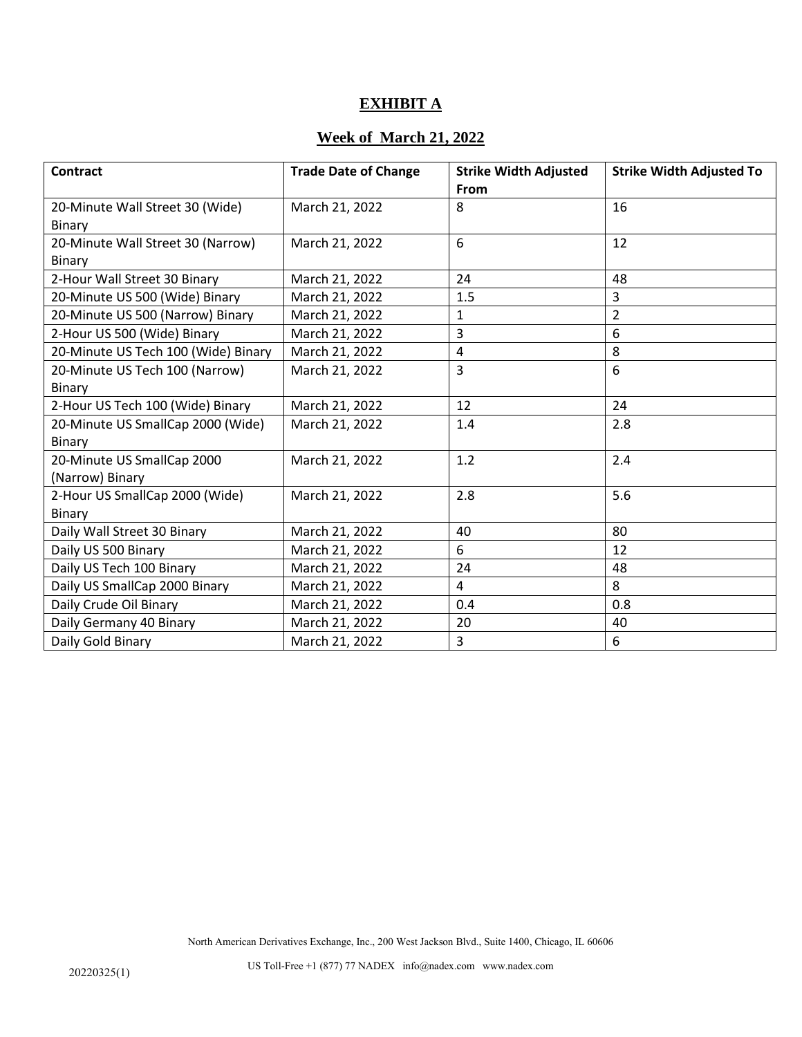# EXHIBIT A

## Week of March 21, 2022

| Contract | Trade Date of Change | Strike Width Adjusted From | Strike Width Adjusted To |
|---|---|---|---|
| 20-Minute Wall Street 30 (Wide) Binary | March 21, 2022 | 8 | 16 |
| 20-Minute Wall Street 30 (Narrow) Binary | March 21, 2022 | 6 | 12 |
| 2-Hour Wall Street 30 Binary | March 21, 2022 | 24 | 48 |
| 20-Minute US 500 (Wide) Binary | March 21, 2022 | 1.5 | 3 |
| 20-Minute US 500 (Narrow) Binary | March 21, 2022 | 1 | 2 |
| 2-Hour US 500 (Wide) Binary | March 21, 2022 | 3 | 6 |
| 20-Minute US Tech 100 (Wide) Binary | March 21, 2022 | 4 | 8 |
| 20-Minute US Tech 100 (Narrow) Binary | March 21, 2022 | 3 | 6 |
| 2-Hour US Tech 100 (Wide) Binary | March 21, 2022 | 12 | 24 |
| 20-Minute US SmallCap 2000 (Wide) Binary | March 21, 2022 | 1.4 | 2.8 |
| 20-Minute US SmallCap 2000 (Narrow) Binary | March 21, 2022 | 1.2 | 2.4 |
| 2-Hour US SmallCap 2000 (Wide) Binary | March 21, 2022 | 2.8 | 5.6 |
| Daily Wall Street 30 Binary | March 21, 2022 | 40 | 80 |
| Daily US 500 Binary | March 21, 2022 | 6 | 12 |
| Daily US Tech 100 Binary | March 21, 2022 | 24 | 48 |
| Daily US SmallCap 2000 Binary | March 21, 2022 | 4 | 8 |
| Daily Crude Oil Binary | March 21, 2022 | 0.4 | 0.8 |
| Daily Germany 40 Binary | March 21, 2022 | 20 | 40 |
| Daily Gold Binary | March 21, 2022 | 3 | 6 |

North American Derivatives Exchange, Inc., 200 West Jackson Blvd., Suite 1400, Chicago, IL 60606

US Toll-Free +1 (877) 77 NADEX info@nadex.com www.nadex.com

20220325(1)